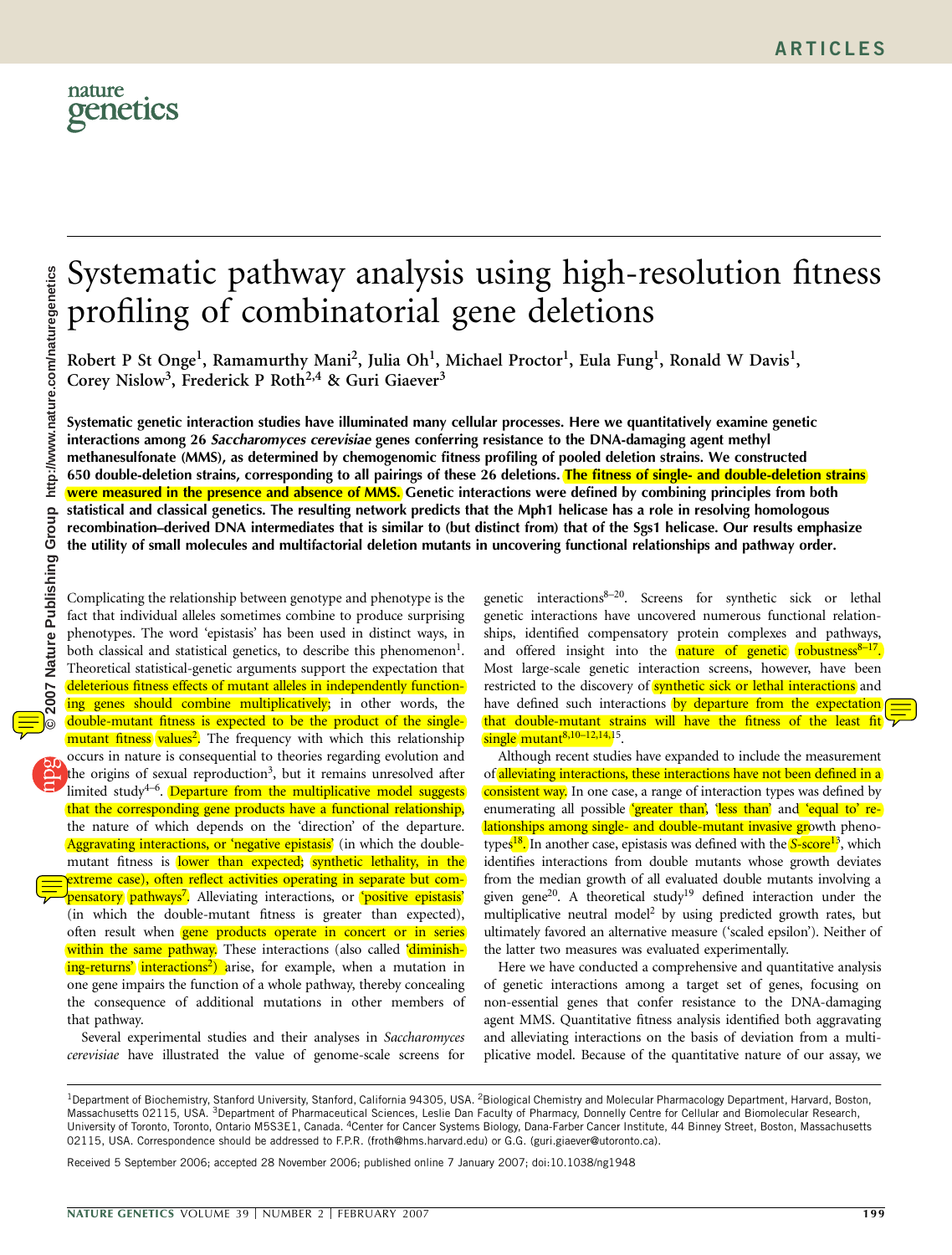# Systematic pathway analysis using high-resolution fitness profiling of combinatorial gene deletions

Robert P St Onge[1], Ramamurthy Mani[2], Julia Oh[1], Michael Proctor[1], Eula Fung[1], Ronald W Davis[1], Corey Nislow[3], Frederick P Roth[2,4] & Guri Giaever[3]

**Systematic genetic interaction studies have illuminated many cellular processes. Here we quantitatively examine genetic interactions among 26 *Saccharomyces cerevisiae* genes conferring resistance to the DNA-damaging agent methyl methanesulfonate (MMS), as determined by chemogenomic fitness profiling of pooled deletion strains. We constructed 650 double-deletion strains, corresponding to all pairings of these 26 deletions. The fitness of single- and double-deletion strains were measured in the presence and absence of MMS. Genetic interactions were defined by combining principles from both statistical and classical genetics. The resulting network predicts that the Mph1 helicase has a role in resolving homologous recombination–derived DNA intermediates that is similar to (but distinct from) that of the Sgs1 helicase. Our results emphasize the utility of small molecules and multifactorial deletion mutants in uncovering functional relationships and pathway order.**

Complicating the relationship between genotype and phenotype is the fact that individual alleles sometimes combine to produce surprising phenotypes. The word 'epistasis' has been used in distinct ways, in both classical and statistical genetics, to describe this phenomenon[1]. Theoretical statistical-genetic arguments support the expectation that deleterious fitness effects of mutant alleles in independently functioning genes should combine multiplicatively; in other words, the double-mutant fitness is expected to be the product of the single-mutant fitness values[2]. The frequency with which this relationship occurs in nature is consequential to theories regarding evolution and the origins of sexual reproduction[3], but it remains unresolved after limited study[4–6]. Departure from the multiplicative model suggests that the corresponding gene products have a functional relationship, the nature of which depends on the 'direction' of the departure. Aggravating interactions, or 'negative epistasis' (in which the double-mutant fitness is lower than expected; synthetic lethality, in the extreme case), often reflect activities operating in separate but compensatory pathways[7]. Alleviating interactions, or 'positive epistasis' (in which the double-mutant fitness is greater than expected), often result when gene products operate in concert or in series within the same pathway. These interactions (also called 'diminishing-returns' interactions[2]) arise, for example, when a mutation in one gene impairs the function of a whole pathway, thereby concealing the consequence of additional mutations in other members of that pathway.

Several experimental studies and their analyses in *Saccharomyces cerevisiae* have illustrated the value of genome-scale screens for genetic interactions[8–20]. Screens for synthetic sick or lethal genetic interactions have uncovered numerous functional relationships, identified compensatory protein complexes and pathways, and offered insight into the nature of genetic robustness[8–17]. Most large-scale genetic interaction screens, however, have been restricted to the discovery of synthetic sick or lethal interactions and have defined such interactions by departure from the expectation that double-mutant strains will have the fitness of the least fit single mutant[8,10–12,14,15].

Although recent studies have expanded to include the measurement of alleviating interactions, these interactions have not been defined in a consistent way. In one case, a range of interaction types was defined by enumerating all possible 'greater than', 'less than' and 'equal to' relationships among single- and double-mutant invasive growth phenotypes[18]. In another case, epistasis was defined with the *S*-score[13], which identifies interactions from double mutants whose growth deviates from the median growth of all evaluated double mutants involving a given gene[20]. A theoretical study[19] defined interaction under the multiplicative neutral model[2] by using predicted growth rates, but ultimately favored an alternative measure ('scaled epsilon'). Neither of the latter two measures was evaluated experimentally.

Here we have conducted a comprehensive and quantitative analysis of genetic interactions among a target set of genes, focusing on non-essential genes that confer resistance to the DNA-damaging agent MMS. Quantitative fitness analysis identified both aggravating and alleviating interactions on the basis of deviation from a multiplicative model. Because of the quantitative nature of our assay, we

[1]Department of Biochemistry, Stanford University, Stanford, California 94305, USA. [2]Biological Chemistry and Molecular Pharmacology Department, Harvard, Boston, Massachusetts 02115, USA. [3]Department of Pharmaceutical Sciences, Leslie Dan Faculty of Pharmacy, Donnelly Centre for Cellular and Biomolecular Research, University of Toronto, Toronto, Ontario M5S3E1, Canada. [4]Center for Cancer Systems Biology, Dana-Farber Cancer Institute, 44 Binney Street, Boston, Massachusetts 02115, USA. Correspondence should be addressed to F.P.R. (froth@hms.harvard.edu) or G.G. (guri.giaever@utoronto.ca).

Received 5 September 2006; accepted 28 November 2006; published online 7 January 2007; doi:10.1038/ng1948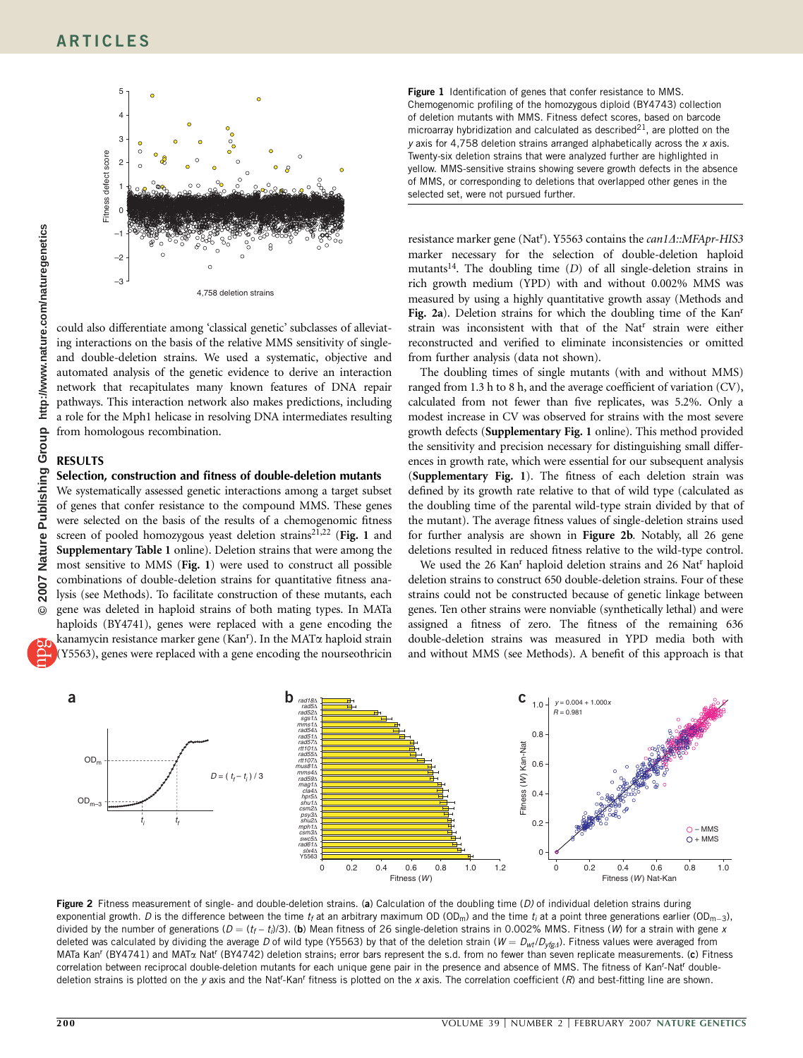Figure 1 Identification of genes that confer resistance to MMS. Chemogenomic profiling of the homozygous diploid (BY4743) collection of deletion mutants with MMS. Fitness defect scores, based on barcode microarray hybridization and calculated as described[21], are plotted on the y axis for 4,758 deletion strains arranged alphabetically across the x axis. Twenty-six deletion strains that were analyzed further are highlighted in yellow. MMS-sensitive strains showing severe growth defects in the absence of MMS, or corresponding to deletions that overlapped other genes in the selected set, were not pursued further.

could also differentiate among 'classical genetic' subclasses of alleviating interactions on the basis of the relative MMS sensitivity of single- and double-deletion strains. We used a systematic, objective and automated analysis of the genetic evidence to derive an interaction network that recapitulates many known features of DNA repair pathways. This interaction network also makes predictions, including a role for the Mph1 helicase in resolving DNA intermediates resulting from homologous recombination.

## RESULTS

### Selection, construction and fitness of double-deletion mutants

We systematically assessed genetic interactions among a target subset of genes that confer resistance to the compound MMS. These genes were selected on the basis of the results of a chemogenomic fitness screen of pooled homozygous yeast deletion strains[21,22] (**Fig. 1** and **Supplementary Table 1** online). Deletion strains that were among the most sensitive to MMS (**Fig. 1**) were used to construct all possible combinations of double-deletion strains for quantitative fitness analysis (see Methods). To facilitate construction of these mutants, each gene was deleted in haploid strains of both mating types. In MATa haploids (BY4741), genes were replaced with a gene encoding the kanamycin resistance marker gene (Kan$^r$). In the MATα haploid strain (Y5563), genes were replaced with a gene encoding the nourseothricin resistance marker gene (Nat$^r$). Y5563 contains the *can1Δ::MFApr-HIS3* marker necessary for the selection of double-deletion haploid mutants[14]. The doubling time ($D$) of all single-deletion strains in rich growth medium (YPD) with and without 0.002% MMS was measured by using a highly quantitative growth assay (Methods and **Fig. 2a**). Deletion strains for which the doubling time of the Kan$^r$ strain was inconsistent with that of the Nat$^r$ strain were either reconstructed and verified to eliminate inconsistencies or omitted from further analysis (data not shown).

The doubling times of single mutants (with and without MMS) ranged from 1.3 h to 8 h, and the average coefficient of variation (CV), calculated from not fewer than five replicates, was 5.2%. Only a modest increase in CV was observed for strains with the most severe growth defects (**Supplementary Fig. 1** online). This method provided the sensitivity and precision necessary for distinguishing small differences in growth rate, which were essential for our subsequent analysis (**Supplementary Fig. 1**). The fitness of each deletion strain was defined by its growth rate relative to that of wild type (calculated as the doubling time of the parental wild-type strain divided by that of the mutant). The average fitness values of single-deletion strains used for further analysis are shown in **Figure 2b**. Notably, all 26 gene deletions resulted in reduced fitness relative to the wild-type control.

We used the 26 Kan$^r$ haploid deletion strains and 26 Nat$^r$ haploid deletion strains to construct 650 double-deletion strains. Four of these strains could not be constructed because of genetic linkage between genes. Ten other strains were nonviable (synthetically lethal) and were assigned a fitness of zero. The fitness of the remaining 636 double-deletion strains was measured in YPD media both with and without MMS (see Methods). A benefit of this approach is that

Figure 2 Fitness measurement of single- and double-deletion strains. (**a**) Calculation of the doubling time ($D$) of individual deletion strains during exponential growth. $D$ is the difference between the time $t_f$ at an arbitrary maximum OD ($OD_m$) and the time $t_i$ at a point three generations earlier ($OD_{m-3}$), divided by the number of generations ($D = (t_f - t_i)/3$). (**b**) Mean fitness of 26 single-deletion strains in 0.002% MMS. Fitness ($W$) for a strain with gene $x$ deleted was calculated by dividing the average $D$ of wild type (Y5563) by that of the deletion strain ($W = D_{wt}/D_{yfg\Delta}$). Fitness values were averaged from MATa Kan$^r$ (BY4741) and MATα Nat$^r$ (BY4742) deletion strains; error bars represent the s.d. from no fewer than seven replicate measurements. (**c**) Fitness correlation between reciprocal double-deletion mutants for each unique gene pair in the presence and absence of MMS. The fitness of Kan$^r$-Nat$^r$ double-deletion strains is plotted on the y axis and the Nat$^r$-Kan$^r$ fitness is plotted on the x axis. The correlation coefficient ($R$) and best-fitting line are shown.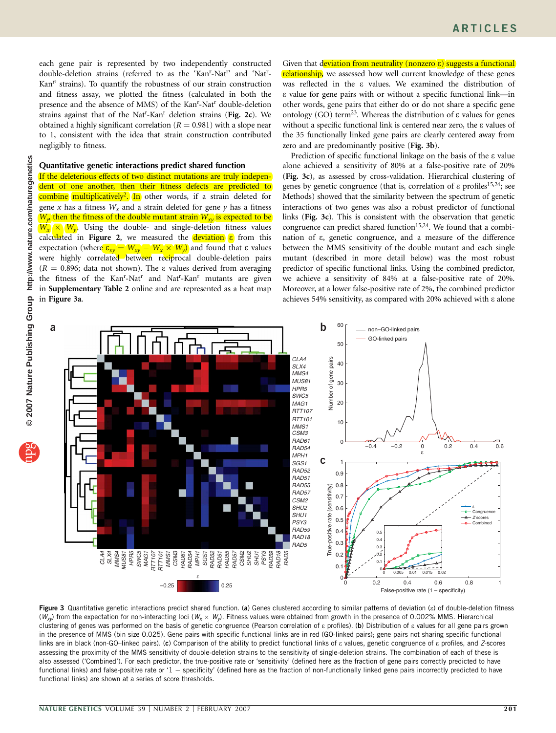each gene pair is represented by two independently constructed double-deletion strains (referred to as the 'Kan$^r$-Nat$^r$' and 'Nat$^r$-Kan$^r$' strains). To quantify the robustness of our strain construction and fitness assay, we plotted the fitness (calculated in both the presence and the absence of MMS) of the Kan$^r$-Nat$^r$ double-deletion strains against that of the Nat$^r$-Kan$^r$ deletion strains (**Fig. 2c**). We obtained a highly significant correlation ($R = 0.981$) with a slope near to 1, consistent with the idea that strain construction contributed negligibly to fitness.

## Quantitative genetic interactions predict shared function

If the deleterious effects of two distinct mutations are truly independent of one another, then their fitness defects are predicted to combine multiplicatively[2]. In other words, if a strain deleted for gene $x$ has a fitness $W_x$ and a strain deleted for gene $y$ has a fitness $W_y$, then the fitness of the double mutant strain $W_{xy}$ is expected to be $W_x \times W_y$. Using the double- and single-deletion fitness values calculated in **Figure 2**, we measured the deviation $\varepsilon$ from this expectation (where $\varepsilon_{xy} = W_{xy} - W_x \times W_y$) and found that $\varepsilon$ values were highly correlated between reciprocal double-deletion pairs ($R = 0.896$; data not shown). The $\varepsilon$ values derived from averaging the fitness of the Kan$^r$-Nat$^r$ and Nat$^r$-Kan$^r$ mutants are given in **Supplementary Table 2** online and are represented as a heat map in **Figure 3a**.

Given that deviation from neutrality (nonzero $\varepsilon$) suggests a functional relationship, we assessed how well current knowledge of these genes was reflected in the $\varepsilon$ values. We examined the distribution of $\varepsilon$ value for gene pairs with or without a specific functional link—in other words, gene pairs that either do or do not share a specific gene ontology (GO) term[23]. Whereas the distribution of $\varepsilon$ values for genes without a specific functional link is centered near zero, the $\varepsilon$ values of the 35 functionally linked gene pairs are clearly centered away from zero and are predominantly positive (**Fig. 3b**).

Prediction of specific functional linkage on the basis of the $\varepsilon$ value alone achieved a sensitivity of 80% at a false-positive rate of 20% (**Fig. 3c**), as assessed by cross-validation. Hierarchical clustering of genes by genetic congruence (that is, correlation of $\varepsilon$ profiles[15,24]; see Methods) showed that the similarity between the spectrum of genetic interactions of two genes was also a robust predictor of functional links (**Fig. 3c**). This is consistent with the observation that genetic congruence can predict shared function[15,24]. We found that a combination of $\varepsilon$, genetic congruence, and a measure of the difference between the MMS sensitivity of the double mutant and each single mutant (described in more detail below) was the most robust predictor of specific functional links. Using the combined predictor, we achieve a sensitivity of 84% at a false-positive rate of 20%. Moreover, at a lower false-positive rate of 2%, the combined predictor achieves 54% sensitivity, as compared with 20% achieved with $\varepsilon$ alone

**Figure 3** Quantitative genetic interactions predict shared function. (**a**) Genes clustered according to similar patterns of deviation ($\varepsilon$) of double-deletion fitness ($W_{xy}$) from the expectation for non-interacting loci ($W_x \times W_y$). Fitness values were obtained from growth in the presence of 0.002% MMS. Hierarchical clustering of genes was performed on the basis of genetic congruence (Pearson correlation of $\varepsilon$ profiles). (**b**) Distribution of $\varepsilon$ values for all gene pairs grown in the presence of MMS (bin size 0.025). Gene pairs with specific functional links are in red (GO-linked pairs); gene pairs not sharing specific functional links are in black (non-GO–linked pairs). (**c**) Comparison of the ability to predict functional links of $\varepsilon$ values, genetic congruence of $\varepsilon$ profiles, and Z-scores assessing the proximity of the MMS sensitivity of double-deletion strains to the sensitivity of single-deletion strains. The combination of each of these is also assessed ('Combined'). For each predictor, the true-positive rate or 'sensitivity' (defined here as the fraction of gene pairs correctly predicted to have functional links) and false-positive rate or '1 − specificity' (defined here as the fraction of non-functionally linked gene pairs incorrectly predicted to have functional links) are shown at a series of score thresholds.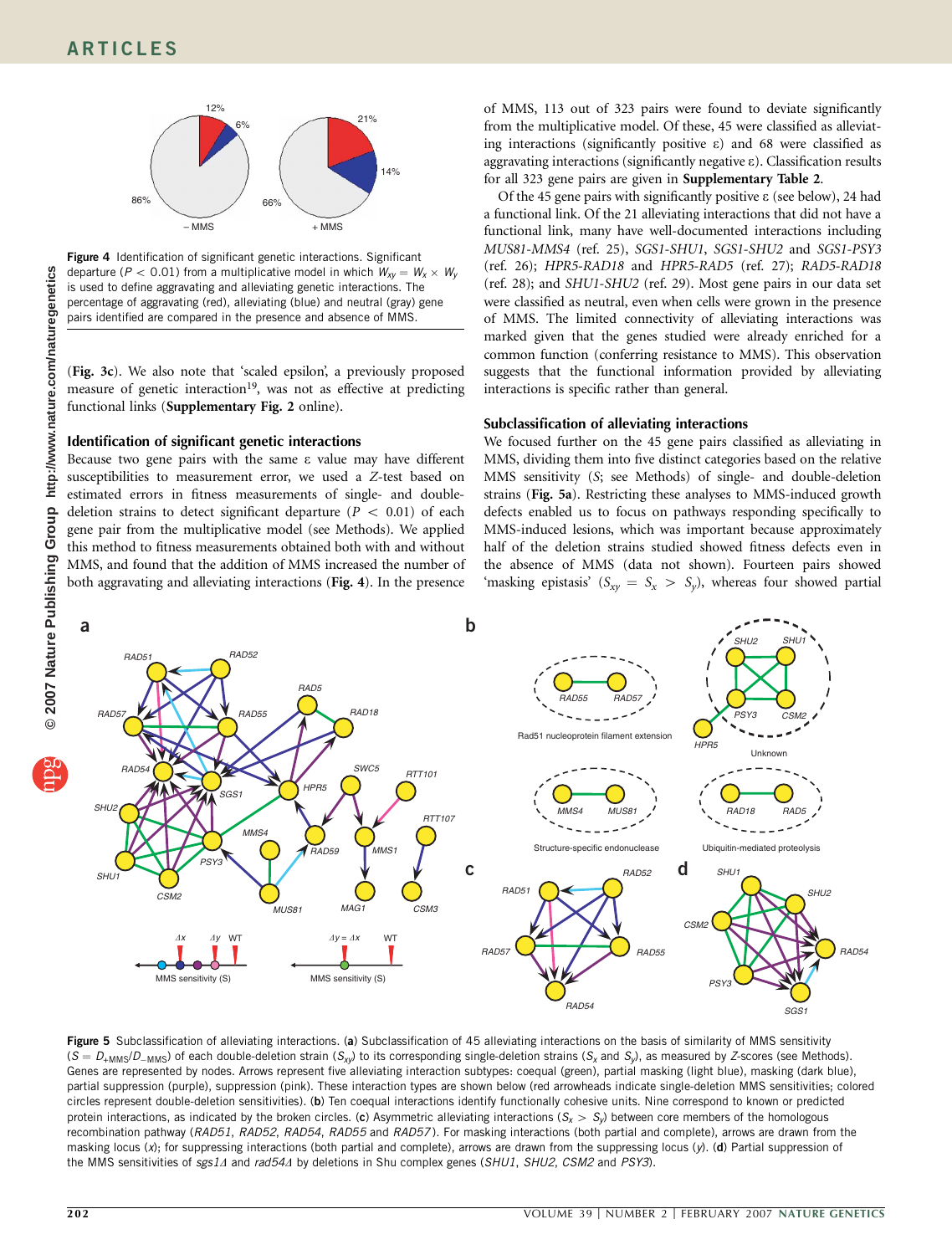Figure 4 Identification of significant genetic interactions. Significant departure ($P < 0.01$) from a multiplicative model in which $W_{xy} = W_x \times W_y$ is used to define aggravating and alleviating genetic interactions. The percentage of aggravating (red), alleviating (blue) and neutral (gray) gene pairs identified are compared in the presence and absence of MMS.

(**Fig. 3c**). We also note that 'scaled epsilon', a previously proposed measure of genetic interaction[19], was not as effective at predicting functional links (**Supplementary Fig. 2** online).

### Identification of significant genetic interactions

Because two gene pairs with the same ε value may have different susceptibilities to measurement error, we used a Z-test based on estimated errors in fitness measurements of single- and double-deletion strains to detect significant departure ($P < 0.01$) of each gene pair from the multiplicative model (see Methods). We applied this method to fitness measurements obtained both with and without MMS, and found that the addition of MMS increased the number of both aggravating and alleviating interactions (**Fig. 4**). In the presence of MMS, 113 out of 323 pairs were found to deviate significantly from the multiplicative model. Of these, 45 were classified as alleviating interactions (significantly positive ε) and 68 were classified as aggravating interactions (significantly negative ε). Classification results for all 323 gene pairs are given in **Supplementary Table 2**.

Of the 45 gene pairs with significantly positive ε (see below), 24 had a functional link. Of the 21 alleviating interactions that did not have a functional link, many have well-documented interactions including *MUS81-MMS4* (ref. 25), *SGS1-SHU1*, *SGS1-SHU2* and *SGS1-PSY3* (ref. 26); *HPR5-RAD18* and *HPR5-RAD5* (ref. 27); *RAD5-RAD18* (ref. 28); and *SHU1-SHU2* (ref. 29). Most gene pairs in our data set were classified as neutral, even when cells were grown in the presence of MMS. The limited connectivity of alleviating interactions was marked given that the genes studied were already enriched for a common function (conferring resistance to MMS). This observation suggests that the functional information provided by alleviating interactions is specific rather than general.

### Subclassification of alleviating interactions

We focused further on the 45 gene pairs classified as alleviating in MMS, dividing them into five distinct categories based on the relative MMS sensitivity ($S$; see Methods) of single- and double-deletion strains (**Fig. 5a**). Restricting these analyses to MMS-induced growth defects enabled us to focus on pathways responding specifically to MMS-induced lesions, which was important because approximately half of the deletion strains studied showed fitness defects even in the absence of MMS (data not shown). Fourteen pairs showed 'masking epistasis' ($S_{xy} = S_x > S_y$), whereas four showed partial

Figure 5 Subclassification of alleviating interactions. (**a**) Subclassification of 45 alleviating interactions on the basis of similarity of MMS sensitivity ($S = D_{+MMS}/D_{-MMS}$) of each double-deletion strain ($S_{xy}$) to its corresponding single-deletion strains ($S_x$ and $S_y$), as measured by Z-scores (see Methods). Genes are represented by nodes. Arrows represent five alleviating interaction subtypes: coequal (green), partial masking (light blue), masking (dark blue), partial suppression (purple), suppression (pink). These interaction types are shown below (red arrowheads indicate single-deletion MMS sensitivities; colored circles represent double-deletion sensitivities). (**b**) Ten coequal interactions identify functionally cohesive units. Nine correspond to known or predicted protein interactions, as indicated by the broken circles. (**c**) Asymmetric alleviating interactions ($S_x > S_y$) between core members of the homologous recombination pathway (*RAD51*, *RAD52*, *RAD54*, *RAD55* and *RAD57*). For masking interactions (both partial and complete), arrows are drawn from the masking locus ($x$); for suppressing interactions (both partial and complete), arrows are drawn from the suppressing locus ($y$). (**d**) Partial suppression of the MMS sensitivities of *sgs1Δ* and *rad54Δ* by deletions in Shu complex genes (*SHU1*, *SHU2*, *CSM2* and *PSY3*).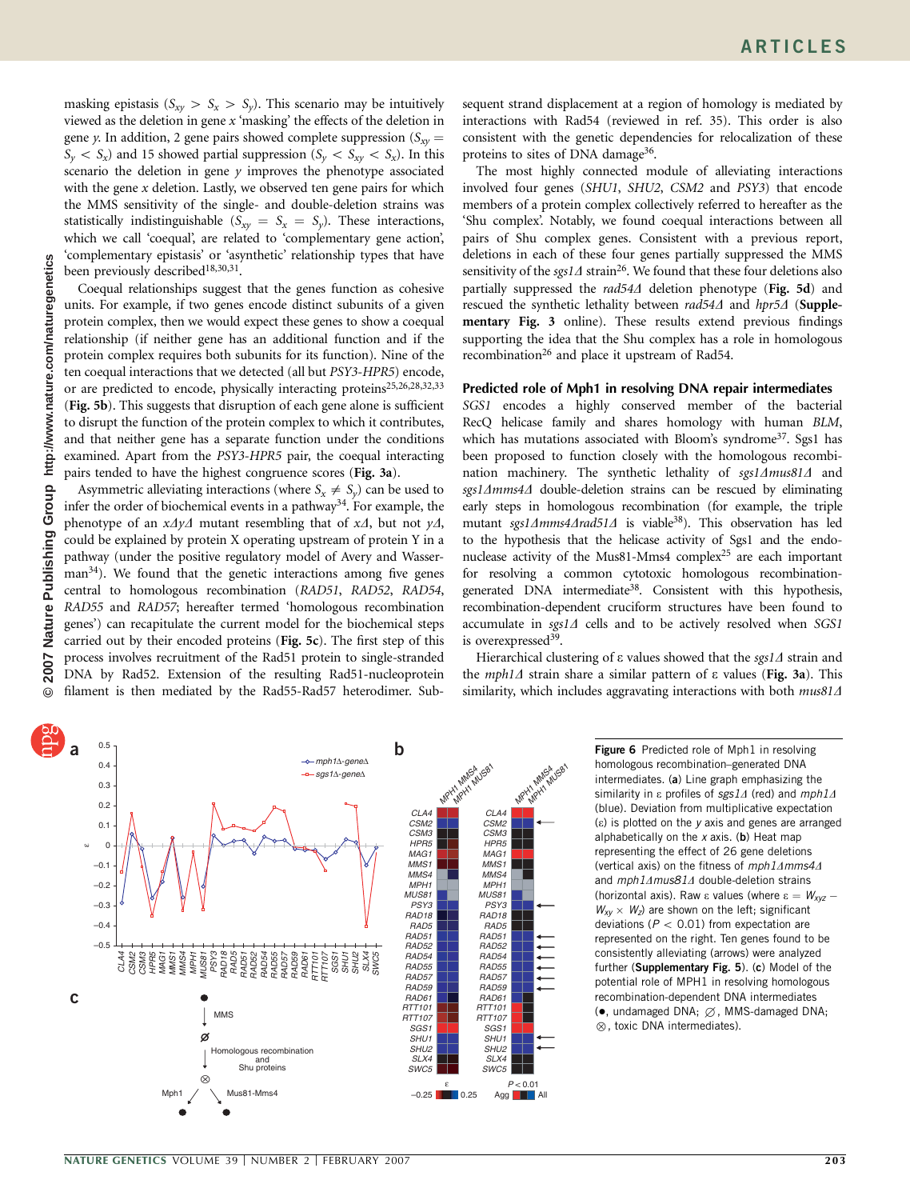masking epistasis ($S_{xy} > S_x > S_y$). This scenario may be intuitively viewed as the deletion in gene *x* 'masking' the effects of the deletion in gene *y*. In addition, 2 gene pairs showed complete suppression ($S_{xy} = S_y < S_x$) and 15 showed partial suppression ($S_y < S_{xy} < S_x$). In this scenario the deletion in gene *y* improves the phenotype associated with the gene *x* deletion. Lastly, we observed ten gene pairs for which the MMS sensitivity of the single- and double-deletion strains was statistically indistinguishable ($S_{xy} = S_x = S_y$). These interactions, which we call 'coequal', are related to 'complementary gene action', 'complementary epistasis' or 'asynthetic' relationship types that have been previously described[18,30,31].

Coequal relationships suggest that the genes function as cohesive units. For example, if two genes encode distinct subunits of a given protein complex, then we would expect these genes to show a coequal relationship (if neither gene has an additional function and if the protein complex requires both subunits for its function). Nine of the ten coequal interactions that we detected (all but *PSY3-HPR5*) encode, or are predicted to encode, physically interacting proteins[25,26,28,32,33] (**Fig. 5b**). This suggests that disruption of each gene alone is sufficient to disrupt the function of the protein complex to which it contributes, and that neither gene has a separate function under the conditions examined. Apart from the *PSY3-HPR5* pair, the coequal interacting pairs tended to have the highest congruence scores (**Fig. 3a**).

Asymmetric alleviating interactions (where $S_x \neq S_y$) can be used to infer the order of biochemical events in a pathway[34]. For example, the phenotype of an *xΔyΔ* mutant resembling that of *xΔ*, but not *yΔ*, could be explained by protein X operating upstream of protein Y in a pathway (under the positive regulatory model of Avery and Wasserman[34]). We found that the genetic interactions among five genes central to homologous recombination (*RAD51*, *RAD52*, *RAD54*, *RAD55* and *RAD57*; hereafter termed 'homologous recombination genes') can recapitulate the current model for the biochemical steps carried out by their encoded proteins (**Fig. 5c**). The first step of this process involves recruitment of the Rad51 protein to single-stranded DNA by Rad52. Extension of the resulting Rad51-nucleoprotein filament is then mediated by the Rad55-Rad57 heterodimer. Subsequent strand displacement at a region of homology is mediated by interactions with Rad54 (reviewed in ref. 35). This order is also consistent with the genetic dependencies for relocalization of these proteins to sites of DNA damage[36].

The most highly connected module of alleviating interactions involved four genes (*SHU1*, *SHU2*, *CSM2* and *PSY3*) that encode members of a protein complex collectively referred to hereafter as the 'Shu complex'. Notably, we found coequal interactions between all pairs of Shu complex genes. Consistent with a previous report, deletions in each of these four genes partially suppressed the MMS sensitivity of the *sgs1Δ* strain[26]. We found that these four deletions also partially suppressed the *rad54Δ* deletion phenotype (**Fig. 5d**) and rescued the synthetic lethality between *rad54Δ* and *hpr5Δ* (**Supplementary Fig. 3** online). These results extend previous findings supporting the idea that the Shu complex has a role in homologous recombination[26] and place it upstream of Rad54.

## Predicted role of Mph1 in resolving DNA repair intermediates

*SGS1* encodes a highly conserved member of the bacterial RecQ helicase family and shares homology with human *BLM*, which has mutations associated with Bloom's syndrome[37]. Sgs1 has been proposed to function closely with the homologous recombination machinery. The synthetic lethality of *sgs1Δmus81Δ* and *sgs1Δmms4Δ* double-deletion strains can be rescued by eliminating early steps in homologous recombination (for example, the triple mutant *sgs1Δmms4Δrad51Δ* is viable[38]). This observation has led to the hypothesis that the helicase activity of Sgs1 and the endonuclease activity of the Mus81-Mms4 complex[25] are each important for resolving a common cytotoxic homologous recombination-generated DNA intermediate[38]. Consistent with this hypothesis, recombination-dependent cruciform structures have been found to accumulate in *sgs1Δ* cells and to be actively resolved when *SGS1* is overexpressed[39].

Hierarchical clustering of ε values showed that the *sgs1Δ* strain and the *mph1Δ* strain share a similar pattern of ε values (**Fig. 3a**). This similarity, which includes aggravating interactions with both *mus81Δ*

**Figure 6** Predicted role of Mph1 in resolving homologous recombination–generated DNA intermediates. (**a**) Line graph emphasizing the similarity in ε profiles of *sgs1Δ* (red) and *mph1Δ* (blue). Deviation from multiplicative expectation (ε) is plotted on the *y* axis and genes are arranged alphabetically on the *x* axis. (**b**) Heat map representing the effect of 26 gene deletions (vertical axis) on the fitness of *mph1Δmms4Δ* and *mph1Δmus81Δ* double-deletion strains (horizontal axis). Raw ε values (where $\varepsilon = W_{xyz} - W_{xy} \times W_z$) are shown on the left; significant deviations ($P < 0.01$) from expectation are represented on the right. Ten genes found to be consistently alleviating (arrows) were analyzed further (**Supplementary Fig. 5**). (**c**) Model of the potential role of MPH1 in resolving homologous recombination-dependent DNA intermediates (●, undamaged DNA; ∅, MMS-damaged DNA; ⊗, toxic DNA intermediates).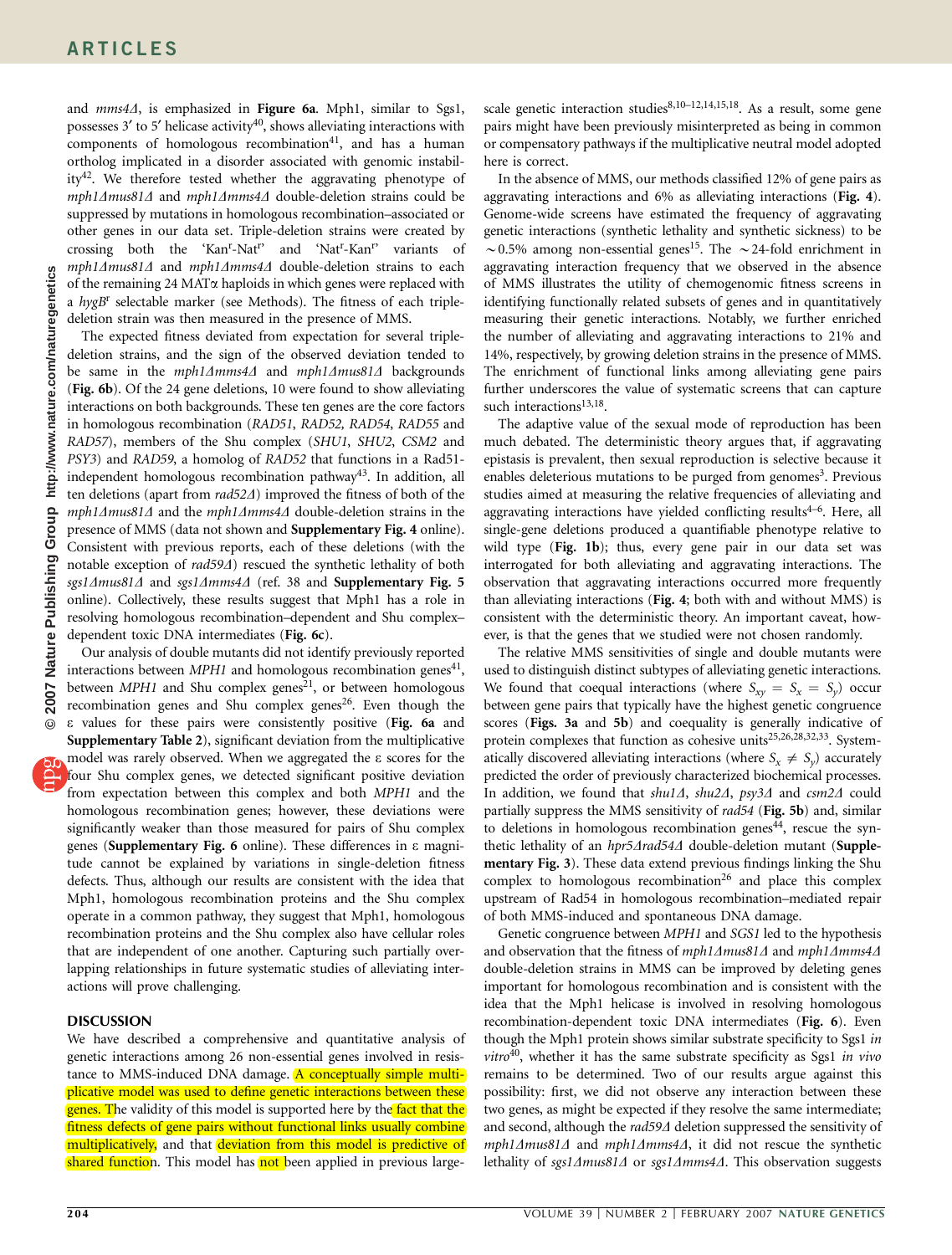and *mms4Δ*, is emphasized in **Figure 6a**. Mph1, similar to Sgs1, possesses 3′ to 5′ helicase activity[40], shows alleviating interactions with components of homologous recombination[41], and has a human ortholog implicated in a disorder associated with genomic instability[42]. We therefore tested whether the aggravating phenotype of *mph1Δmus81Δ* and *mph1Δmms4Δ* double-deletion strains could be suppressed by mutations in homologous recombination–associated or other genes in our data set. Triple-deletion strains were created by crossing both the 'Kan$^r$-Nat$^r$' and 'Nat$^r$-Kan$^r$' variants of *mph1Δmus81Δ* and *mph1Δmms4Δ* double-deletion strains to each of the remaining 24 MATα haploids in which genes were replaced with a *hygB*$^r$ selectable marker (see Methods). The fitness of each triple-deletion strain was then measured in the presence of MMS.

The expected fitness deviated from expectation for several triple-deletion strains, and the sign of the observed deviation tended to be same in the *mph1Δmms4Δ* and *mph1Δmus81Δ* backgrounds (**Fig. 6b**). Of the 24 gene deletions, 10 were found to show alleviating interactions on both backgrounds. These ten genes are the core factors in homologous recombination (*RAD51*, *RAD52*, *RAD54*, *RAD55* and *RAD57*), members of the Shu complex (*SHU1*, *SHU2*, *CSM2* and *PSY3*) and *RAD59*, a homolog of *RAD52* that functions in a Rad51-independent homologous recombination pathway[43]. In addition, all ten deletions (apart from *rad52Δ*) improved the fitness of both of the *mph1Δmus81Δ* and the *mph1Δmms4Δ* double-deletion strains in the presence of MMS (data not shown and **Supplementary Fig. 4** online). Consistent with previous reports, each of these deletions (with the notable exception of *rad59Δ*) rescued the synthetic lethality of both *sgs1Δmus81Δ* and *sgs1Δmms4Δ* (ref. 38 and **Supplementary Fig. 5** online). Collectively, these results suggest that Mph1 has a role in resolving homologous recombination–dependent and Shu complex–dependent toxic DNA intermediates (**Fig. 6c**).

Our analysis of double mutants did not identify previously reported interactions between *MPH1* and homologous recombination genes[41], between *MPH1* and Shu complex genes[21], or between homologous recombination genes and Shu complex genes[26]. Even though the ε values for these pairs were consistently positive (**Fig. 6a** and **Supplementary Table 2**), significant deviation from the multiplicative model was rarely observed. When we aggregated the ε scores for the four Shu complex genes, we detected significant positive deviation from expectation between this complex and both *MPH1* and the homologous recombination genes; however, these deviations were significantly weaker than those measured for pairs of Shu complex genes (**Supplementary Fig. 6** online). These differences in ε magnitude cannot be explained by variations in single-deletion fitness defects. Thus, although our results are consistent with the idea that Mph1, homologous recombination proteins and the Shu complex operate in a common pathway, they suggest that Mph1, homologous recombination proteins and the Shu complex also have cellular roles that are independent of one another. Capturing such partially overlapping relationships in future systematic studies of alleviating interactions will prove challenging.

## DISCUSSION

We have described a comprehensive and quantitative analysis of genetic interactions among 26 non-essential genes involved in resistance to MMS-induced DNA damage. A conceptually simple multiplicative model was used to define genetic interactions between these genes. The validity of this model is supported here by the fact that the fitness defects of gene pairs without functional links usually combine multiplicatively, and that deviation from this model is predictive of shared function. This model has not been applied in previous large-scale genetic interaction studies[8,10–12,14,15,18]. As a result, some gene pairs might have been previously misinterpreted as being in common or compensatory pathways if the multiplicative neutral model adopted here is correct.

In the absence of MMS, our methods classified 12% of gene pairs as aggravating interactions and 6% as alleviating interactions (**Fig. 4**). Genome-wide screens have estimated the frequency of aggravating genetic interactions (synthetic lethality and synthetic sickness) to be ~0.5% among non-essential genes[15]. The ~24-fold enrichment in aggravating interaction frequency that we observed in the absence of MMS illustrates the utility of chemogenomic fitness screens in identifying functionally related subsets of genes and in quantitatively measuring their genetic interactions. Notably, we further enriched the number of alleviating and aggravating interactions to 21% and 14%, respectively, by growing deletion strains in the presence of MMS. The enrichment of functional links among alleviating gene pairs further underscores the value of systematic screens that can capture such interactions[13,18].

The adaptive value of the sexual mode of reproduction has been much debated. The deterministic theory argues that, if aggravating epistasis is prevalent, then sexual reproduction is selective because it enables deleterious mutations to be purged from genomes[3]. Previous studies aimed at measuring the relative frequencies of alleviating and aggravating interactions have yielded conflicting results[4–6]. Here, all single-gene deletions produced a quantifiable phenotype relative to wild type (**Fig. 1b**); thus, every gene pair in our data set was interrogated for both alleviating and aggravating interactions. The observation that aggravating interactions occurred more frequently than alleviating interactions (**Fig. 4**; both with and without MMS) is consistent with the deterministic theory. An important caveat, however, is that the genes that we studied were not chosen randomly.

The relative MMS sensitivities of single and double mutants were used to distinguish distinct subtypes of alleviating genetic interactions. We found that coequal interactions (where $S_{xy} = S_x = S_y$) occur between gene pairs that typically have the highest genetic congruence scores (**Figs. 3a** and **5b**) and coequality is generally indicative of protein complexes that function as cohesive units[25,26,28,32,33]. Systematically discovered alleviating interactions (where $S_x \neq S_y$) accurately predicted the order of previously characterized biochemical processes. In addition, we found that *shu1Δ*, *shu2Δ*, *psy3Δ* and *csm2Δ* could partially suppress the MMS sensitivity of *rad54* (**Fig. 5b**) and, similar to deletions in homologous recombination genes[44], rescue the synthetic lethality of an *hpr5Δrad54Δ* double-deletion mutant (**Supplementary Fig. 3**). These data extend previous findings linking the Shu complex to homologous recombination[26] and place this complex upstream of Rad54 in homologous recombination–mediated repair of both MMS-induced and spontaneous DNA damage.

Genetic congruence between *MPH1* and *SGS1* led to the hypothesis and observation that the fitness of *mph1Δmus81Δ* and *mph1Δmms4Δ* double-deletion strains in MMS can be improved by deleting genes important for homologous recombination and is consistent with the idea that the Mph1 helicase is involved in resolving homologous recombination-dependent toxic DNA intermediates (**Fig. 6**). Even though the Mph1 protein shows similar substrate specificity to Sgs1 *in vitro*[40], whether it has the same substrate specificity as Sgs1 *in vivo* remains to be determined. Two of our results argue against this possibility: first, we did not observe any interaction between these two genes, as might be expected if they resolve the same intermediate; and second, although the *rad59Δ* deletion suppressed the sensitivity of *mph1Δmus81Δ* and *mph1Δmms4Δ*, it did not rescue the synthetic lethality of *sgs1Δmus81Δ* or *sgs1Δmms4Δ*. This observation suggests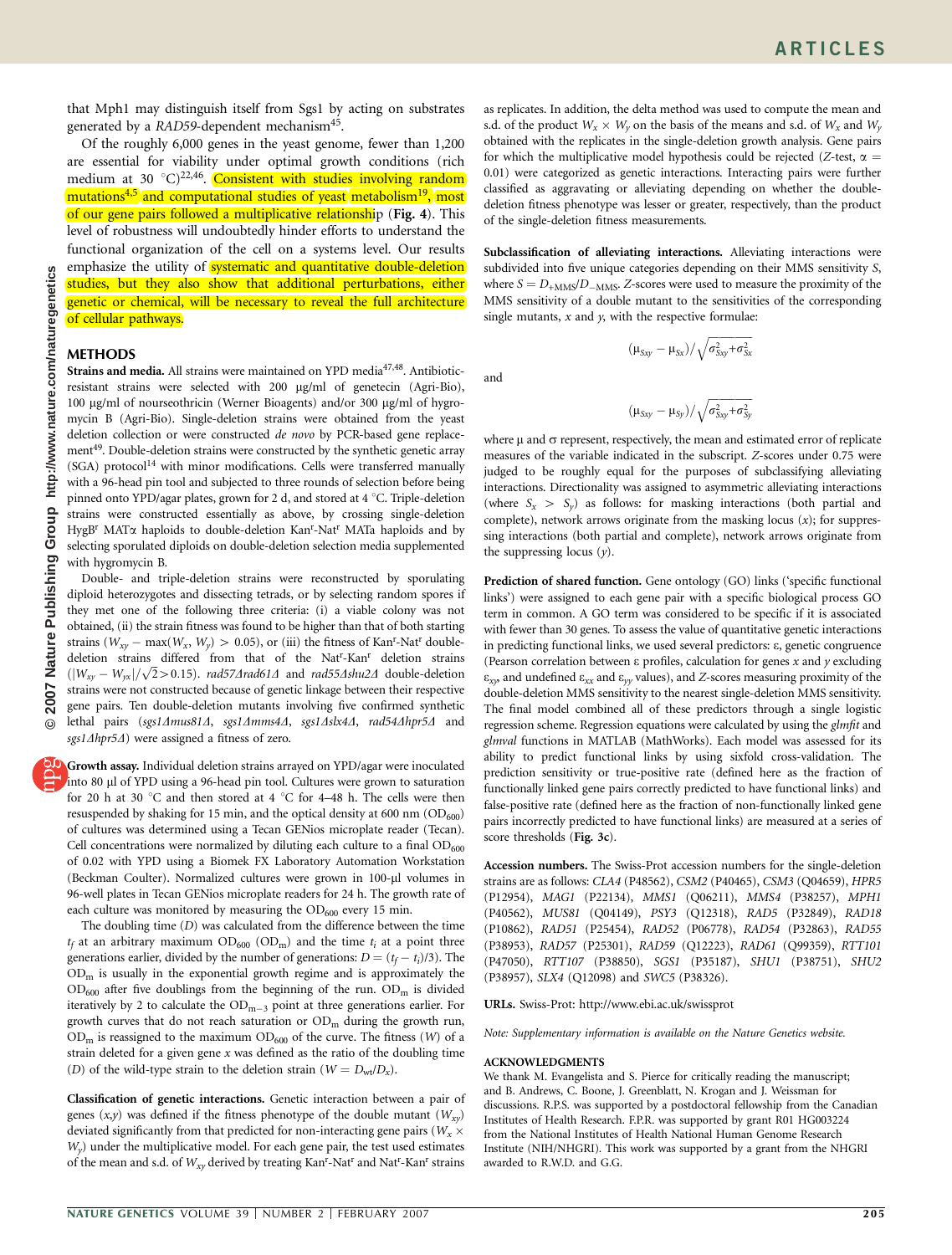that Mph1 may distinguish itself from Sgs1 by acting on substrates generated by a *RAD59*-dependent mechanism[45].

Of the roughly 6,000 genes in the yeast genome, fewer than 1,200 are essential for viability under optimal growth conditions (rich medium at 30 °C)[22,46]. Consistent with studies involving random mutations[4,5] and computational studies of yeast metabolism[19], most of our gene pairs followed a multiplicative relationship (**Fig. 4**). This level of robustness will undoubtedly hinder efforts to understand the functional organization of the cell on a systems level. Our results emphasize the utility of systematic and quantitative double-deletion studies, but they also show that additional perturbations, either genetic or chemical, will be necessary to reveal the full architecture of cellular pathways.

## METHODS

**Strains and media.** All strains were maintained on YPD media[47,48]. Antibiotic-resistant strains were selected with 200 μg/ml of geneticin (Agri-Bio), 100 μg/ml of nourseothricin (Werner Bioagents) and/or 300 μg/ml of hygromycin B (Agri-Bio). Single-deletion strains were obtained from the yeast deletion collection or were constructed *de novo* by PCR-based gene replacement[49]. Double-deletion strains were constructed by the synthetic genetic array (SGA) protocol[14] with minor modifications. Cells were transferred manually with a 96-head pin tool and subjected to three rounds of selection before being pinned onto YPD/agar plates, grown for 2 d, and stored at 4 °C. Triple-deletion strains were constructed essentially as above, by crossing single-deletion $Hyg B^r$ MATα haploids to double-deletion $Kan^r$-$Nat^r$ MATa haploids and by selecting sporulated diploids on double-deletion selection media supplemented with hygromycin B.

Double- and triple-deletion strains were reconstructed by sporulating diploid heterozygotes and dissecting tetrads, or by selecting random spores if they met one of the following three criteria: (i) a viable colony was not obtained, (ii) the strain fitness was found to be higher than that of both starting strains ($W_{xy} - \max(W_x, W_y) > 0.05$), or (iii) the fitness of $Kan^r$-$Nat^r$ double-deletion strains differed from that of the $Nat^r$-$Kan^r$ deletion strains ($|W_{xy} - W_{yx}|/\sqrt{2} > 0.15$). *rad57Δrad61Δ* and *rad55Δshu2Δ* double-deletion strains were not constructed because of genetic linkage between their respective gene pairs. Ten double-deletion mutants involving five confirmed synthetic lethal pairs (*sgs1Δmus81Δ*, *sgs1Δmms4Δ*, *sgs1Δslx4Δ*, *rad54Δhpr5Δ* and *sgs1Δhpr5Δ*) were assigned a fitness of zero.

**Growth assay.** Individual deletion strains arrayed on YPD/agar were inoculated into 80 μl of YPD using a 96-head pin tool. Cultures were grown to saturation for 20 h at 30 °C and then stored at 4 °C for 4–48 h. The cells were then resuspended by shaking for 15 min, and the optical density at 600 nm ($OD_{600}$) of cultures was determined using a Tecan GENios microplate reader (Tecan). Cell concentrations were normalized by diluting each culture to a final $OD_{600}$ of 0.02 with YPD using a Biomek FX Laboratory Automation Workstation (Beckman Coulter). Normalized cultures were grown in 100-μl volumes in 96-well plates in Tecan GENios microplate readers for 24 h. The growth rate of each culture was monitored by measuring the $OD_{600}$ every 15 min.

The doubling time ($D$) was calculated from the difference between the time $t_f$ at an arbitrary maximum $OD_{600}$ ($OD_m$) and the time $t_i$ at a point three generations earlier, divided by the number of generations: $D = (t_f - t_i)/3$. The $OD_m$ is usually in the exponential growth regime and is approximately the $OD_{600}$ after five doublings from the beginning of the run. $OD_m$ is divided iteratively by 2 to calculate the $OD_{m-3}$ point at three generations earlier. For growth curves that do not reach saturation or $OD_m$ during the growth run, $OD_m$ is reassigned to the maximum $OD_{600}$ of the curve. The fitness ($W$) of a strain deleted for a given gene $x$ was defined as the ratio of the doubling time ($D$) of the wild-type strain to the deletion strain ($W = D_{wt}/D_x$).

**Classification of genetic interactions.** Genetic interaction between a pair of genes ($x$,$y$) was defined if the fitness phenotype of the double mutant ($W_{xy}$) deviated significantly from that predicted for non-interacting gene pairs ($W_x \times W_y$) under the multiplicative model. For each gene pair, the test used estimates of the mean and s.d. of $W_{xy}$ derived by treating $Kan^r$-$Nat^r$ and $Nat^r$-$Kan^r$ strains as replicates. In addition, the delta method was used to compute the mean and s.d. of the product $W_x \times W_y$ on the basis of the means and s.d. of $W_x$ and $W_y$ obtained with the replicates in the single-deletion growth analysis. Gene pairs for which the multiplicative model hypothesis could be rejected ($Z$-test, $\alpha = 0.01$) were categorized as genetic interactions. Interacting pairs were further classified as aggravating or alleviating depending on whether the double-deletion fitness phenotype was lesser or greater, respectively, than the product of the single-deletion fitness measurements.

**Subclassification of alleviating interactions.** Alleviating interactions were subdivided into five unique categories depending on their MMS sensitivity $S$, where $S = D_{+MMS}/D_{-MMS}$. $Z$-scores were used to measure the proximity of the MMS sensitivity of a double mutant to the sensitivities of the corresponding single mutants, $x$ and $y$, with the respective formulae:

$$(\mu_{Sxy} - \mu_{Sx})/\sqrt{\sigma^2_{Sxy} + \sigma^2_{Sx}}$$

and

$$(\mu_{Sxy} - \mu_{Sy})/\sqrt{\sigma^2_{Sxy} + \sigma^2_{Sy}}$$

where μ and σ represent, respectively, the mean and estimated error of replicate measures of the variable indicated in the subscript. $Z$-scores under 0.75 were judged to be roughly equal for the purposes of subclassifying alleviating interactions. Directionality was assigned to asymmetric alleviating interactions (where $S_x > S_y$) as follows: for masking interactions (both partial and complete), network arrows originate from the masking locus ($x$); for suppressing interactions (both partial and complete), network arrows originate from the suppressing locus ($y$).

**Prediction of shared function.** Gene ontology (GO) links ('specific functional links') were assigned to each gene pair with a specific biological process GO term in common. A GO term was considered to be specific if it is associated with fewer than 30 genes. To assess the value of quantitative genetic interactions in predicting functional links, we used several predictors: ε, genetic congruence (Pearson correlation between ε profiles, calculation for genes $x$ and $y$ excluding $\varepsilon_{xy}$, and undefined $\varepsilon_{xx}$ and $\varepsilon_{yy}$ values), and $Z$-scores measuring proximity of the double-deletion MMS sensitivity to the nearest single-deletion MMS sensitivity. The final model combined all of these predictors through a single logistic regression scheme. Regression equations were calculated by using the *glmfit* and *glmval* functions in MATLAB (MathWorks). Each model was assessed for its ability to predict functional links by using sixfold cross-validation. The prediction sensitivity or true-positive rate (defined here as the fraction of functionally linked gene pairs correctly predicted to have functional links) and false-positive rate (defined here as the fraction of non-functionally linked gene pairs incorrectly predicted to have functional links) are measured at a series of score thresholds (**Fig. 3c**).

**Accession numbers.** The Swiss-Prot accession numbers for the single-deletion strains are as follows: *CLA4* (P48562), *CSM2* (P40465), *CSM3* (Q04659), *HPR5* (P12954), *MAG1* (P22134), *MMS1* (Q06211), *MMS4* (P38257), *MPH1* (P40562), *MUS81* (Q04149), *PSY3* (Q12318), *RAD5* (P32849), *RAD18* (P10862), *RAD51* (P25454), *RAD52* (P06778), *RAD54* (P32863), *RAD55* (P38953), *RAD57* (P25301), *RAD59* (Q12223), *RAD61* (Q99359), *RTT101* (P47050), *RTT107* (P38850), *SGS1* (P35187), *SHU1* (P38751), *SHU2* (P38957), *SLX4* (Q12098) and *SWC5* (P38326).

**URLs.** Swiss-Prot: http://www.ebi.ac.uk/swissprot

*Note: Supplementary information is available on the Nature Genetics website.*

### ACKNOWLEDGMENTS

We thank M. Evangelista and S. Pierce for critically reading the manuscript; and B. Andrews, C. Boone, J. Greenblatt, N. Krogan and J. Weissman for discussions. R.P.S. was supported by a postdoctoral fellowship from the Canadian Institutes of Health Research. F.P.R. was supported by grant R01 HG003224 from the National Institutes of Health National Human Genome Research Institute (NIH/NHGRI). This work was supported by a grant from the NHGRI awarded to R.W.D. and G.G.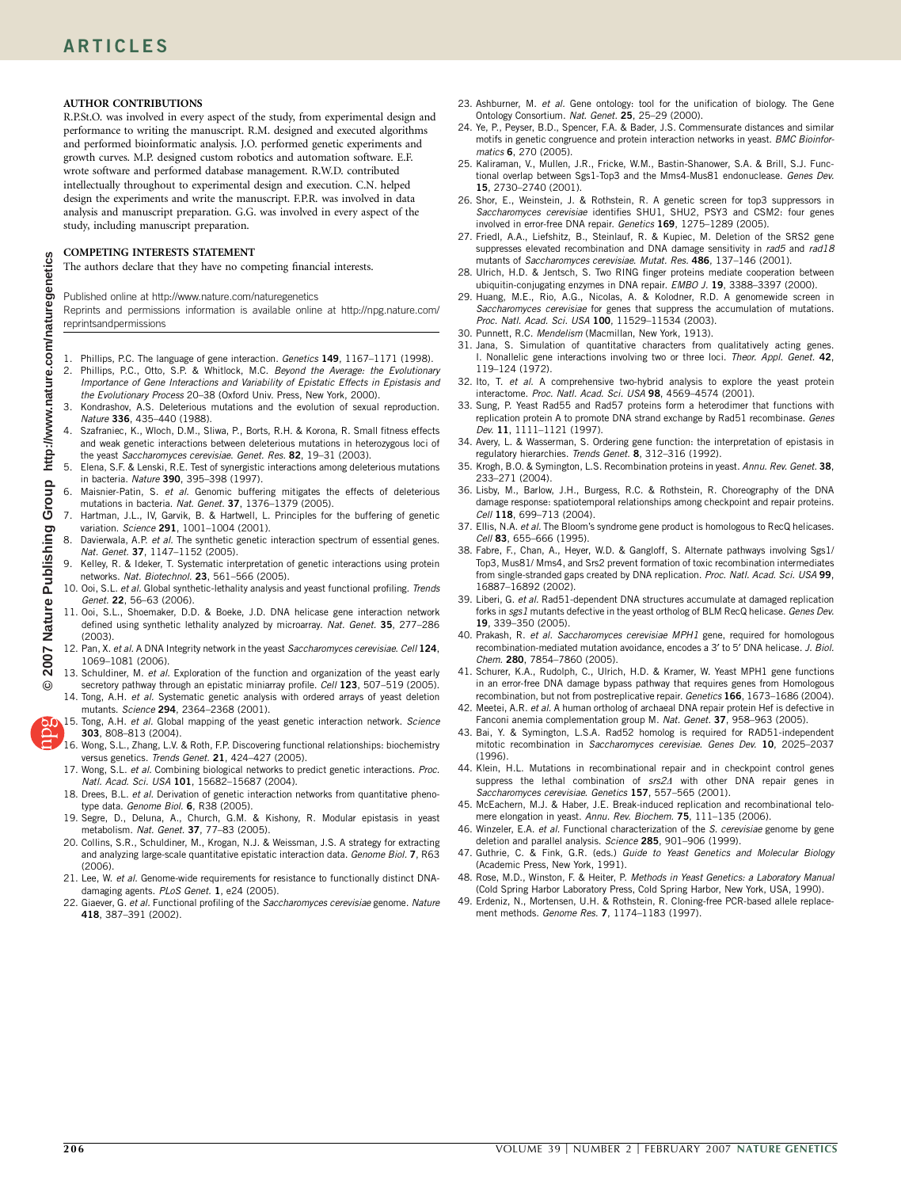## AUTHOR CONTRIBUTIONS

R.P.St.O. was involved in every aspect of the study, from experimental design and performance to writing the manuscript. R.M. designed and executed algorithms and performed bioinformatic analysis. J.O. performed genetic experiments and growth curves. M.P. designed custom robotics and automation software. E.F. wrote software and performed database management. R.W.D. contributed intellectually throughout to experimental design and execution. C.N. helped design the experiments and write the manuscript. F.P.R. was involved in data analysis and manuscript preparation. G.G. was involved in every aspect of the study, including manuscript preparation.

## COMPETING INTERESTS STATEMENT

The authors declare that they have no competing financial interests.

Published online at http://www.nature.com/naturegenetics
Reprints and permissions information is available online at http://npg.nature.com/reprintsandpermissions

1. Phillips, P.C. The language of gene interaction. *Genetics* **149**, 1167–1171 (1998).
2. Phillips, P.C., Otto, S.P. & Whitlock, M.C. *Beyond the Average: the Evolutionary Importance of Gene Interactions and Variability of Epistatic Effects in Epistasis and the Evolutionary Process* 20–38 (Oxford Univ. Press, New York, 2000).
3. Kondrashov, A.S. Deleterious mutations and the evolution of sexual reproduction. *Nature* **336**, 435–440 (1988).
4. Szafraniec, K., Wloch, D.M., Sliwa, P., Borts, R.H. & Korona, R. Small fitness effects and weak genetic interactions between deleterious mutations in heterozygous loci of the yeast *Saccharomyces cerevisiae*. *Genet. Res.* **82**, 19–31 (2003).
5. Elena, S.F. & Lenski, R.E. Test of synergistic interactions among deleterious mutations in bacteria. *Nature* **390**, 395–398 (1997).
6. Maisnier-Patin, S. *et al.* Genomic buffering mitigates the effects of deleterious mutations in bacteria. *Nat. Genet.* **37**, 1376–1379 (2005).
7. Hartman, J.L., IV, Garvik, B. & Hartwell, L. Principles for the buffering of genetic variation. *Science* **291**, 1001–1004 (2001).
8. Davierwala, A.P. *et al.* The synthetic genetic interaction spectrum of essential genes. *Nat. Genet.* **37**, 1147–1152 (2005).
9. Kelley, R. & Ideker, T. Systematic interpretation of genetic interactions using protein networks. *Nat. Biotechnol.* **23**, 561–566 (2005).
10. Ooi, S.L. *et al.* Global synthetic-lethality analysis and yeast functional profiling. *Trends Genet.* **22**, 56–63 (2006).
11. Ooi, S.L., Shoemaker, D.D. & Boeke, J.D. DNA helicase gene interaction network defined using synthetic lethality analyzed by microarray. *Nat. Genet.* **35**, 277–286 (2003).
12. Pan, X. *et al.* A DNA Integrity network in the yeast *Saccharomyces cerevisiae*. *Cell* **124**, 1069–1081 (2006).
13. Schuldiner, M. *et al.* Exploration of the function and organization of the yeast early secretory pathway through an epistatic miniarray profile. *Cell* **123**, 507–519 (2005).
14. Tong, A.H. *et al.* Systematic genetic analysis with ordered arrays of yeast deletion mutants. *Science* **294**, 2364–2368 (2001).
15. Tong, A.H. *et al.* Global mapping of the yeast genetic interaction network. *Science* **303**, 808–813 (2004).
16. Wong, S.L., Zhang, L.V. & Roth, F.P. Discovering functional relationships: biochemistry versus genetics. *Trends Genet.* **21**, 424–427 (2005).
17. Wong, S.L. *et al.* Combining biological networks to predict genetic interactions. *Proc. Natl. Acad. Sci. USA* **101**, 15682–15687 (2004).
18. Drees, B.L. *et al.* Derivation of genetic interaction networks from quantitative phenotype data. *Genome Biol.* **6**, R38 (2005).
19. Segre, D., Deluna, A., Church, G.M. & Kishony, R. Modular epistasis in yeast metabolism. *Nat. Genet.* **37**, 77–83 (2005).
20. Collins, S.R., Schuldiner, M., Krogan, N.J. & Weissman, J.S. A strategy for extracting and analyzing large-scale quantitative epistatic interaction data. *Genome Biol.* **7**, R63 (2006).
21. Lee, W. *et al.* Genome-wide requirements for resistance to functionally distinct DNA-damaging agents. *PLoS Genet.* **1**, e24 (2005).
22. Giaever, G. *et al.* Functional profiling of the *Saccharomyces cerevisiae* genome. *Nature* **418**, 387–391 (2002).
23. Ashburner, M. *et al.* Gene ontology: tool for the unification of biology. The Gene Ontology Consortium. *Nat. Genet.* **25**, 25–29 (2000).
24. Ye, P., Peyser, B.D., Spencer, F.A. & Bader, J.S. Commensurate distances and similar motifs in genetic congruence and protein interaction networks in yeast. *BMC Bioinformatics* **6**, 270 (2005).
25. Kaliraman, V., Mullen, J.R., Fricke, W.M., Bastin-Shanower, S.A. & Brill, S.J. Functional overlap between Sgs1-Top3 and the Mms4-Mus81 endonuclease. *Genes Dev.* **15**, 2730–2740 (2001).
26. Shor, E., Weinstein, J. & Rothstein, R. A genetic screen for top3 suppressors in *Saccharomyces cerevisiae* identifies SHU1, SHU2, PSY3 and CSM2: four genes involved in error-free DNA repair. *Genetics* **169**, 1275–1289 (2005).
27. Friedl, A.A., Liefshitz, B., Steinlauf, R. & Kupiec, M. Deletion of the SRS2 gene suppresses elevated recombination and DNA damage sensitivity in *rad5* and *rad18* mutants of *Saccharomyces cerevisiae*. *Mutat. Res.* **486**, 137–146 (2001).
28. Ulrich, H.D. & Jentsch, S. Two RING finger proteins mediate cooperation between ubiquitin-conjugating enzymes in DNA repair. *EMBO J.* **19**, 3388–3397 (2000).
29. Huang, M.E., Rio, A.G., Nicolas, A. & Kolodner, R.D. A genomewide screen in *Saccharomyces cerevisiae* for genes that suppress the accumulation of mutations. *Proc. Natl. Acad. Sci. USA* **100**, 11529–11534 (2003).
30. Punnett, R.C. *Mendelism* (Macmillan, New York, 1913).
31. Jana, S. Simulation of quantitative characters from qualitatively acting genes. I. Nonallelic gene interactions involving two or three loci. *Theor. Appl. Genet.* **42**, 119–124 (1972).
32. Ito, T. *et al.* A comprehensive two-hybrid analysis to explore the yeast protein interactome. *Proc. Natl. Acad. Sci. USA* **98**, 4569–4574 (2001).
33. Sung, P. Yeast Rad55 and Rad57 proteins form a heterodimer that functions with replication protein A to promote DNA strand exchange by Rad51 recombinase. *Genes Dev.* **11**, 1111–1121 (1997).
34. Avery, L. & Wasserman, S. Ordering gene function: the interpretation of epistasis in regulatory hierarchies. *Trends Genet.* **8**, 312–316 (1992).
35. Krogh, B.O. & Symington, L.S. Recombination proteins in yeast. *Annu. Rev. Genet.* **38**, 233–271 (2004).
36. Lisby, M., Barlow, J.H., Burgess, R.C. & Rothstein, R. Choreography of the DNA damage response: spatiotemporal relationships among checkpoint and repair proteins. *Cell* **118**, 699–713 (2004).
37. Ellis, N.A. *et al.* The Bloom's syndrome gene product is homologous to RecQ helicases. *Cell* **83**, 655–666 (1995).
38. Fabre, F., Chan, A., Heyer, W.D. & Gangloff, S. Alternate pathways involving Sgs1/Top3, Mus81/ Mms4, and Srs2 prevent formation of toxic recombination intermediates from single-stranded gaps created by DNA replication. *Proc. Natl. Acad. Sci. USA* **99**, 16887–16892 (2002).
39. Liberi, G. *et al.* Rad51-dependent DNA structures accumulate at damaged replication forks in *sgs1* mutants defective in the yeast ortholog of BLM RecQ helicase. *Genes Dev.* **19**, 339–350 (2005).
40. Prakash, R. *et al.* *Saccharomyces cerevisiae MPH1* gene, required for homologous recombination-mediated mutation avoidance, encodes a 3′ to 5′ DNA helicase. *J. Biol. Chem.* **280**, 7854–7860 (2005).
41. Schurer, K.A., Rudolph, C., Ulrich, H.D. & Kramer, W. Yeast MPH1 gene functions in an error-free DNA damage bypass pathway that requires genes from Homologous recombination, but not from postreplicative repair. *Genetics* **166**, 1673–1686 (2004).
42. Meetei, A.R. *et al.* A human ortholog of archaeal DNA repair protein Hef is defective in Fanconi anemia complementation group M. *Nat. Genet.* **37**, 958–963 (2005).
43. Bai, Y. & Symington, L.S.A. Rad52 homolog is required for RAD51-independent mitotic recombination in *Saccharomyces cerevisiae*. *Genes Dev.* **10**, 2025–2037 (1996).
44. Klein, H.L. Mutations in recombinational repair and in checkpoint control genes suppress the lethal combination of *srs2Δ* with other DNA repair genes in *Saccharomyces cerevisiae*. *Genetics* **157**, 557–565 (2001).
45. McEachern, M.J. & Haber, J.E. Break-induced replication and recombinational telomere elongation in yeast. *Annu. Rev. Biochem.* **75**, 111–135 (2006).
46. Winzeler, E.A. *et al.* Functional characterization of the *S. cerevisiae* genome by gene deletion and parallel analysis. *Science* **285**, 901–906 (1999).
47. Guthrie, C. & Fink, G.R. (eds.) *Guide to Yeast Genetics and Molecular Biology* (Academic Press, New York, 1991).
48. Rose, M.D., Winston, F. & Heiter, P. *Methods in Yeast Genetics: a Laboratory Manual* (Cold Spring Harbor Laboratory Press, Cold Spring Harbor, New York, USA, 1990).
49. Erdeniz, N., Mortensen, U.H. & Rothstein, R. Cloning-free PCR-based allele replacement methods. *Genome Res.* **7**, 1174–1183 (1997).